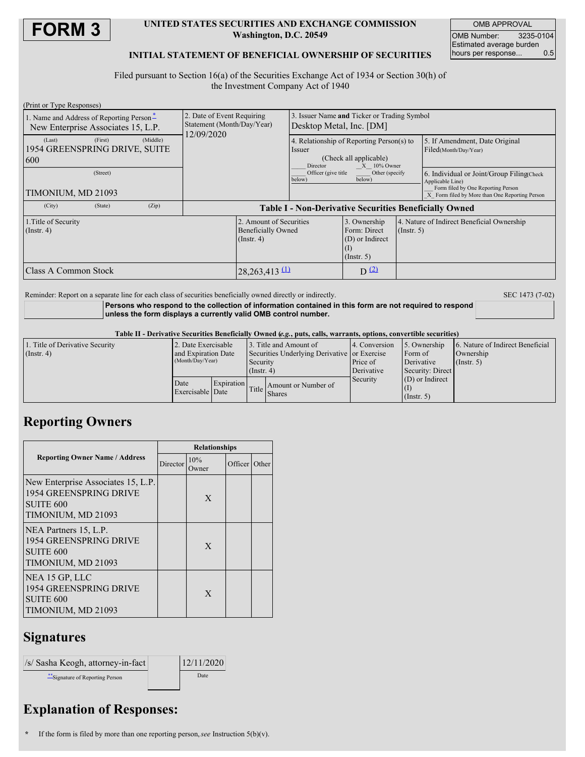# FORM 3

**UNITED STATES SECURITIES AND EXCHANGE COMMISSION**
**Washington, D.C. 20549**

| OMB APPROVAL | |
|---|---|
| OMB Number: | 3235-0104 |
| Estimated average burden hours per response... | 0.5 |

**INITIAL STATEMENT OF BENEFICIAL OWNERSHIP OF SECURITIES**

Filed pursuant to Section 16(a) of the Securities Exchange Act of 1934 or Section 30(h) of the Investment Company Act of 1940

(Print or Type Responses)

| | | |
|---|---|---|
| 1. Name and Address of Reporting Person* New Enterprise Associates 15, L.P. (Last) (First) (Middle) 1954 GREENSPRING DRIVE, SUITE 600 (Street) TIMONIUM, MD 21093 (City) (State) (Zip) | 2. Date of Event Requiring Statement (Month/Day/Year) 12/09/2020 | 3. Issuer Name **and** Ticker or Trading Symbol Desktop Metal, Inc. [DM] |
| | | 4. Relationship of Reporting Person(s) to Issuer (Check all applicable) ___ Director _X_ 10% Owner ___ Officer (give title below) ___ Other (specify below) |
| | | 5. If Amendment, Date Original Filed(Month/Day/Year) |
| | | 6. Individual or Joint/Group Filing(Check Applicable Line) ___ Form filed by One Reporting Person _X_ Form filed by More than One Reporting Person |

**Table I - Non-Derivative Securities Beneficially Owned**

| 1.Title of Security (Instr. 4) | 2. Amount of Securities Beneficially Owned (Instr. 4) | 3. Ownership Form: Direct (D) or Indirect (I) (Instr. 5) | 4. Nature of Indirect Beneficial Ownership (Instr. 5) |
|---|---|---|---|
| Class A Common Stock | 28,263,413 (1) | D (2) | |

Reminder: Report on a separate line for each class of securities beneficially owned directly or indirectly. SEC 1473 (7-02)

**Persons who respond to the collection of information contained in this form are not required to respond unless the form displays a currently valid OMB control number.**

**Table II - Derivative Securities Beneficially Owned (*e.g.*, puts, calls, warrants, options, convertible securities)**

| 1. Title of Derivative Security (Instr. 4) | 2. Date Exercisable and Expiration Date (Month/Day/Year) | | 3. Title and Amount of Securities Underlying Derivative Security (Instr. 4) | | 4. Conversion or Exercise Price of Derivative Security | 5. Ownership Form of Derivative Security: Direct (D) or Indirect (I) (Instr. 5) | 6. Nature of Indirect Beneficial Ownership (Instr. 5) |
|---|---|---|---|---|---|---|---|
| | Date Exercisable | Expiration Date | Title | Amount or Number of Shares | | | |

## Reporting Owners

| Reporting Owner Name / Address | Relationships | | | |
|---|---|---|---|---|
| | Director | 10% Owner | Officer | Other |
| New Enterprise Associates 15, L.P. 1954 GREENSPRING DRIVE SUITE 600 TIMONIUM, MD 21093 | | X | | |
| NEA Partners 15, L.P. 1954 GREENSPRING DRIVE SUITE 600 TIMONIUM, MD 21093 | | X | | |
| NEA 15 GP, LLC 1954 GREENSPRING DRIVE SUITE 600 TIMONIUM, MD 21093 | | X | | |

## Signatures

| | | |
|---|---|---|
| /s/ Sasha Keogh, attorney-in-fact | | 12/11/2020 |
| **Signature of Reporting Person | | Date |

## Explanation of Responses:

\* If the form is filed by more than one reporting person, *see* Instruction 5(b)(v).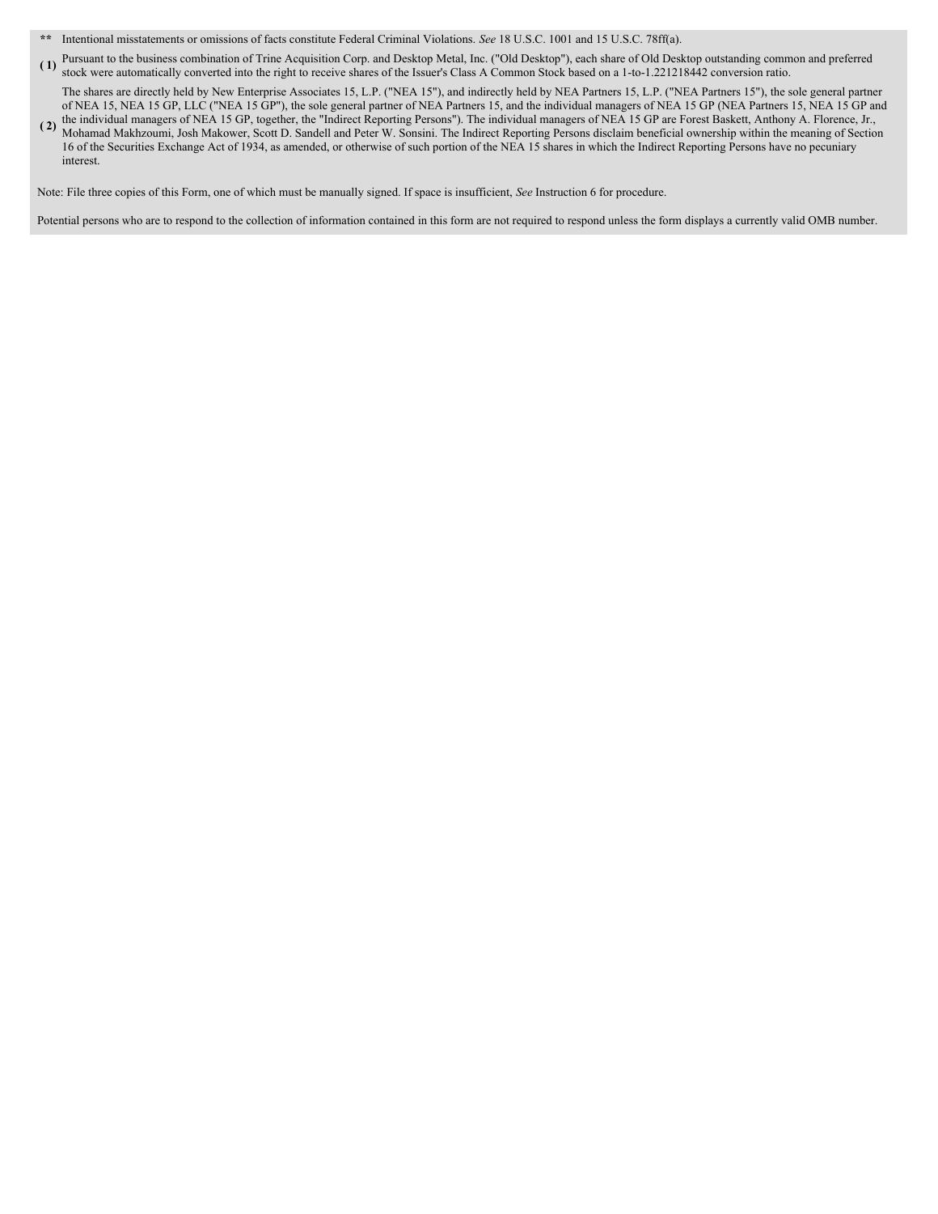** Intentional misstatements or omissions of facts constitute Federal Criminal Violations. *See* 18 U.S.C. 1001 and 15 U.S.C. 78ff(a).

(1) Pursuant to the business combination of Trine Acquisition Corp. and Desktop Metal, Inc. ("Old Desktop"), each share of Old Desktop outstanding common and preferred stock were automatically converted into the right to receive shares of the Issuer's Class A Common Stock based on a 1-to-1.221218442 conversion ratio.

(2) The shares are directly held by New Enterprise Associates 15, L.P. ("NEA 15"), and indirectly held by NEA Partners 15, L.P. ("NEA Partners 15"), the sole general partner of NEA 15, NEA 15 GP, LLC ("NEA 15 GP"), the sole general partner of NEA Partners 15, and the individual managers of NEA 15 GP (NEA Partners 15, NEA 15 GP and the individual managers of NEA 15 GP, together, the "Indirect Reporting Persons"). The individual managers of NEA 15 GP are Forest Baskett, Anthony A. Florence, Jr., Mohamad Makhzoumi, Josh Makower, Scott D. Sandell and Peter W. Sonsini. The Indirect Reporting Persons disclaim beneficial ownership within the meaning of Section 16 of the Securities Exchange Act of 1934, as amended, or otherwise of such portion of the NEA 15 shares in which the Indirect Reporting Persons have no pecuniary interest.

Note: File three copies of this Form, one of which must be manually signed. If space is insufficient, *See* Instruction 6 for procedure.

Potential persons who are to respond to the collection of information contained in this form are not required to respond unless the form displays a currently valid OMB number.